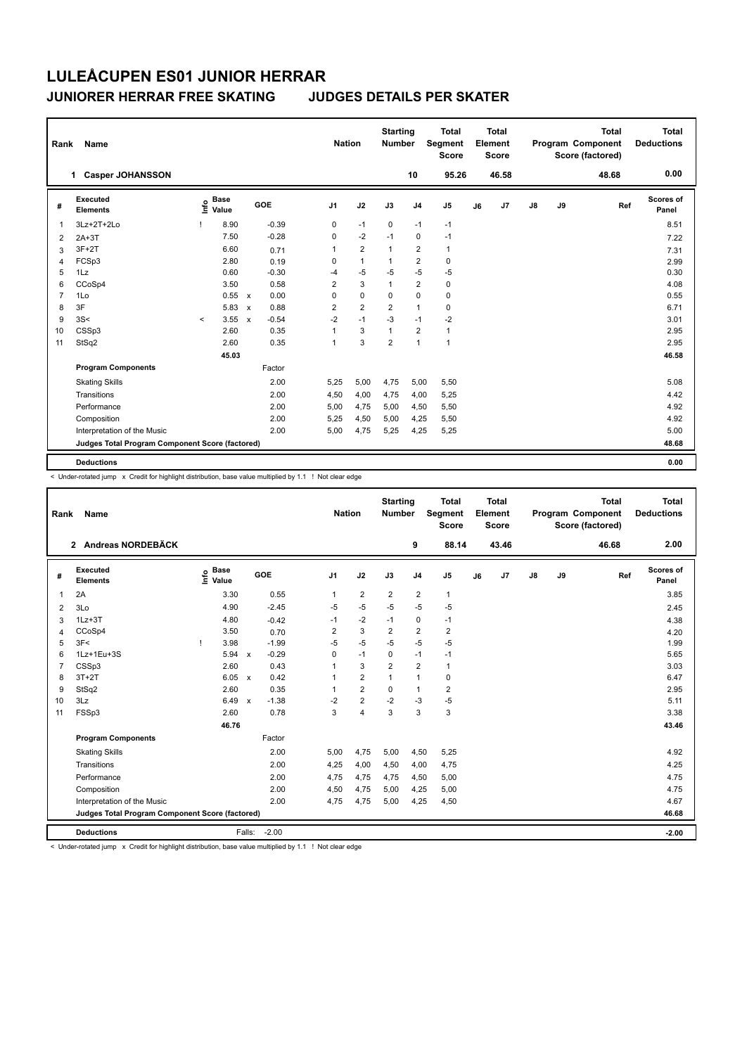# LULEÅCUPEN ES01 JUNIOR HERRAR

## JUNIORER HERRAR FREE SKATING JUDGES DETAILS PER SKATER

| Rank | Name | Nation | Starting Number | Total Segment Score | Total Element Score | Total Program Component Score (factored) | Total Deductions |
|---|---|---|---|---|---|---|---|
| 1 | Casper JOHANSSON | | 10 | 95.26 | 46.58 | 48.68 | 0.00 |

| # | Executed Elements | Info | Base Value | | GOE | J1 | J2 | J3 | J4 | J5 | J6 | J7 | J8 | J9 | Ref | Scores of Panel |
|---|---|---|---|---|---|---|---|---|---|---|---|---|---|---|---|---|
| 1 | 3Lz+2T+2Lo | ! | 8.90 | | -0.39 | 0 | -1 | 0 | -1 | -1 | | | | | | 8.51 |
| 2 | 2A+3T | | 7.50 | | -0.28 | 0 | -2 | -1 | 0 | -1 | | | | | | 7.22 |
| 3 | 3F+2T | | 6.60 | | 0.71 | 1 | 2 | 1 | 2 | 1 | | | | | | 7.31 |
| 4 | FCSp3 | | 2.80 | | 0.19 | 0 | 1 | 1 | 2 | 0 | | | | | | 2.99 |
| 5 | 1Lz | | 0.60 | | -0.30 | -4 | -5 | -5 | -5 | -5 | | | | | | 0.30 |
| 6 | CCoSp4 | | 3.50 | | 0.58 | 2 | 3 | 1 | 2 | 0 | | | | | | 4.08 |
| 7 | 1Lo | | 0.55 | x | 0.00 | 0 | 0 | 0 | 0 | 0 | | | | | | 0.55 |
| 8 | 3F | | 5.83 | x | 0.88 | 2 | 2 | 2 | 1 | 0 | | | | | | 6.71 |
| 9 | 3S< | < | 3.55 | x | -0.54 | -2 | -1 | -3 | -1 | -2 | | | | | | 3.01 |
| 10 | CSSp3 | | 2.60 | | 0.35 | 1 | 3 | 1 | 2 | 1 | | | | | | 2.95 |
| 11 | StSq2 | | 2.60 | | 0.35 | 1 | 3 | 2 | 1 | 1 | | | | | | 2.95 |
| | | | 45.03 | | | | | | | | | | | | | 46.58 |
| | **Program Components** | | | | Factor | | | | | | | | | | | |
| | Skating Skills | | | | 2.00 | 5,25 | 5,00 | 4,75 | 5,00 | 5,50 | | | | | | 5.08 |
| | Transitions | | | | 2.00 | 4,50 | 4,00 | 4,75 | 4,00 | 5,25 | | | | | | 4.42 |
| | Performance | | | | 2.00 | 5,00 | 4,75 | 5,00 | 4,50 | 5,50 | | | | | | 4.92 |
| | Composition | | | | 2.00 | 5,25 | 4,50 | 5,00 | 4,25 | 5,50 | | | | | | 4.92 |
| | Interpretation of the Music | | | | 2.00 | 5,00 | 4,75 | 5,25 | 4,25 | 5,25 | | | | | | 5.00 |
| | **Judges Total Program Component Score (factored)** | | | | | | | | | | | | | | | 48.68 |
| | **Deductions** | | | | | | | | | | | | | | | 0.00 |

< Under-rotated jump x Credit for highlight distribution, base value multiplied by 1.1 ! Not clear edge

| Rank | Name | Nation | Starting Number | Total Segment Score | Total Element Score | Total Program Component Score (factored) | Total Deductions |
|---|---|---|---|---|---|---|---|
| 2 | Andreas NORDEBÄCK | | 9 | 88.14 | 43.46 | 46.68 | 2.00 |

| # | Executed Elements | Info | Base Value | | GOE | J1 | J2 | J3 | J4 | J5 | J6 | J7 | J8 | J9 | Ref | Scores of Panel |
|---|---|---|---|---|---|---|---|---|---|---|---|---|---|---|---|---|
| 1 | 2A | | 3.30 | | 0.55 | 1 | 2 | 2 | 2 | 1 | | | | | | 3.85 |
| 2 | 3Lo | | 4.90 | | -2.45 | -5 | -5 | -5 | -5 | -5 | | | | | | 2.45 |
| 3 | 1Lz+3T | | 4.80 | | -0.42 | -1 | -2 | -1 | 0 | -1 | | | | | | 4.38 |
| 4 | CCoSp4 | | 3.50 | | 0.70 | 2 | 3 | 2 | 2 | 2 | | | | | | 4.20 |
| 5 | 3F< | ! | 3.98 | | -1.99 | -5 | -5 | -5 | -5 | -5 | | | | | | 1.99 |
| 6 | 1Lz+1Eu+3S | | 5.94 | x | -0.29 | 0 | -1 | 0 | -1 | -1 | | | | | | 5.65 |
| 7 | CSSp3 | | 2.60 | | 0.43 | 1 | 3 | 2 | 2 | 1 | | | | | | 3.03 |
| 8 | 3T+2T | | 6.05 | x | 0.42 | 1 | 2 | 1 | 1 | 0 | | | | | | 6.47 |
| 9 | StSq2 | | 2.60 | | 0.35 | 1 | 2 | 0 | 1 | 2 | | | | | | 2.95 |
| 10 | 3Lz | | 6.49 | x | -1.38 | -2 | 2 | -2 | -3 | -5 | | | | | | 5.11 |
| 11 | FSSp3 | | 2.60 | | 0.78 | 3 | 4 | 3 | 3 | 3 | | | | | | 3.38 |
| | | | 46.76 | | | | | | | | | | | | | 43.46 |
| | **Program Components** | | | | Factor | | | | | | | | | | | |
| | Skating Skills | | | | 2.00 | 5,00 | 4,75 | 5,00 | 4,50 | 5,25 | | | | | | 4.92 |
| | Transitions | | | | 2.00 | 4,25 | 4,00 | 4,50 | 4,00 | 4,75 | | | | | | 4.25 |
| | Performance | | | | 2.00 | 4,75 | 4,75 | 4,75 | 4,50 | 5,00 | | | | | | 4.75 |
| | Composition | | | | 2.00 | 4,50 | 4,75 | 5,00 | 4,25 | 5,00 | | | | | | 4.75 |
| | Interpretation of the Music | | | | 2.00 | 4,75 | 4,75 | 5,00 | 4,25 | 4,50 | | | | | | 4.67 |
| | **Judges Total Program Component Score (factored)** | | | | | | | | | | | | | | | 46.68 |
| | **Deductions** | | | Falls: | -2.00 | | | | | | | | | | | -2.00 |

< Under-rotated jump x Credit for highlight distribution, base value multiplied by 1.1 ! Not clear edge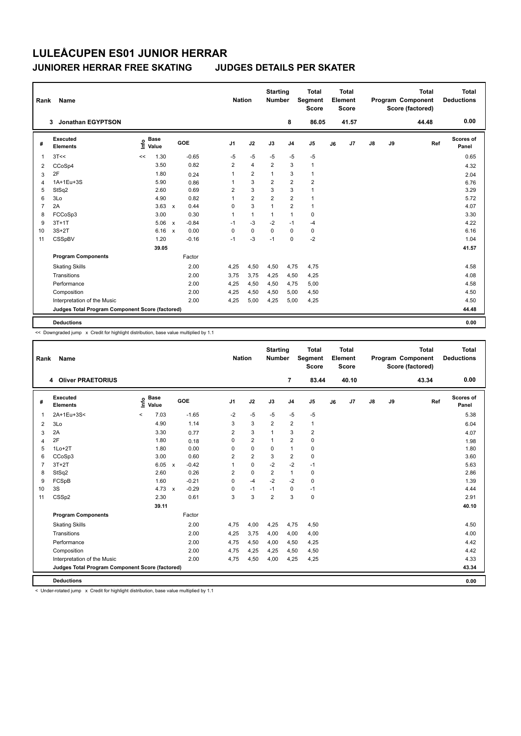# LULEÅCUPEN ES01 JUNIOR HERRAR

## JUNIORER HERRAR FREE SKATING JUDGES DETAILS PER SKATER

| Rank | Name | Nation | Starting Number | Total Segment Score | Total Element Score | Total Program Component Score (factored) | Total Deductions |
|---|---|---|---|---|---|---|---|
| 3 | Jonathan EGYPTSON | | 8 | 86.05 | 41.57 | 44.48 | 0.00 |

| # | Executed Elements | Info | Base Value | | GOE | J1 | J2 | J3 | J4 | J5 | J6 | J7 | J8 | J9 | Ref | Scores of Panel |
|---|---|---|---|---|---|---|---|---|---|---|---|---|---|---|---|---|
| 1 | 3T<< | << | 1.30 | | -0.65 | -5 | -5 | -5 | -5 | -5 | | | | | | 0.65 |
| 2 | CCoSp4 | | 3.50 | | 0.82 | 2 | 4 | 2 | 3 | 1 | | | | | | 4.32 |
| 3 | 2F | | 1.80 | | 0.24 | 1 | 2 | 1 | 3 | 1 | | | | | | 2.04 |
| 4 | 1A+1Eu+3S | | 5.90 | | 0.86 | 1 | 3 | 2 | 2 | 2 | | | | | | 6.76 |
| 5 | StSq2 | | 2.60 | | 0.69 | 2 | 3 | 3 | 3 | 1 | | | | | | 3.29 |
| 6 | 3Lo | | 4.90 | | 0.82 | 1 | 2 | 2 | 2 | 1 | | | | | | 5.72 |
| 7 | 2A | | 3.63 | x | 0.44 | 0 | 3 | 1 | 2 | 1 | | | | | | 4.07 |
| 8 | FCCoSp3 | | 3.00 | | 0.30 | 1 | 1 | 1 | 1 | 0 | | | | | | 3.30 |
| 9 | 3T+1T | | 5.06 | x | -0.84 | -1 | -3 | -2 | -1 | -4 | | | | | | 4.22 |
| 10 | 3S+2T | | 6.16 | x | 0.00 | 0 | 0 | 0 | 0 | 0 | | | | | | 6.16 |
| 11 | CSSpBV | | 1.20 | | -0.16 | -1 | -3 | -1 | 0 | -2 | | | | | | 1.04 |
| | | | 39.05 | | | | | | | | | | | | | 41.57 |
| | **Program Components** | | | | Factor | | | | | | | | | | | |
| | Skating Skills | | | | 2.00 | 4,25 | 4,50 | 4,50 | 4,75 | 4,75 | | | | | | 4.58 |
| | Transitions | | | | 2.00 | 3,75 | 3,75 | 4,25 | 4,50 | 4,25 | | | | | | 4.08 |
| | Performance | | | | 2.00 | 4,25 | 4,50 | 4,50 | 4,75 | 5,00 | | | | | | 4.58 |
| | Composition | | | | 2.00 | 4,25 | 4,50 | 4,50 | 5,00 | 4,50 | | | | | | 4.50 |
| | Interpretation of the Music | | | | 2.00 | 4,25 | 5,00 | 4,25 | 5,00 | 4,25 | | | | | | 4.50 |
| | **Judges Total Program Component Score (factored)** | | | | | | | | | | | | | | | 44.48 |
| | **Deductions** | | | | | | | | | | | | | | | 0.00 |

<< Downgraded jump x Credit for highlight distribution, base value multiplied by 1.1

| Rank | Name | Nation | Starting Number | Total Segment Score | Total Element Score | Total Program Component Score (factored) | Total Deductions |
|---|---|---|---|---|---|---|---|
| 4 | Oliver PRAETORIUS | | 7 | 83.44 | 40.10 | 43.34 | 0.00 |

| # | Executed Elements | Info | Base Value | | GOE | J1 | J2 | J3 | J4 | J5 | J6 | J7 | J8 | J9 | Ref | Scores of Panel |
|---|---|---|---|---|---|---|---|---|---|---|---|---|---|---|---|---|
| 1 | 2A+1Eu+3S< | < | 7.03 | | -1.65 | -2 | -5 | -5 | -5 | -5 | | | | | | 5.38 |
| 2 | 3Lo | | 4.90 | | 1.14 | 3 | 3 | 2 | 2 | 1 | | | | | | 6.04 |
| 3 | 2A | | 3.30 | | 0.77 | 2 | 3 | 1 | 3 | 2 | | | | | | 4.07 |
| 4 | 2F | | 1.80 | | 0.18 | 0 | 2 | 1 | 2 | 0 | | | | | | 1.98 |
| 5 | 1Lo+2T | | 1.80 | | 0.00 | 0 | 0 | 0 | 1 | 0 | | | | | | 1.80 |
| 6 | CCoSp3 | | 3.00 | | 0.60 | 2 | 2 | 3 | 2 | 0 | | | | | | 3.60 |
| 7 | 3T+2T | | 6.05 | x | -0.42 | 1 | 0 | -2 | -2 | -1 | | | | | | 5.63 |
| 8 | StSq2 | | 2.60 | | 0.26 | 2 | 0 | 2 | 1 | 0 | | | | | | 2.86 |
| 9 | FCSpB | | 1.60 | | -0.21 | 0 | -4 | -2 | -2 | 0 | | | | | | 1.39 |
| 10 | 3S | | 4.73 | x | -0.29 | 0 | -1 | -1 | 0 | -1 | | | | | | 4.44 |
| 11 | CSSp2 | | 2.30 | | 0.61 | 3 | 3 | 2 | 3 | 0 | | | | | | 2.91 |
| | | | 39.11 | | | | | | | | | | | | | 40.10 |
| | **Program Components** | | | | Factor | | | | | | | | | | | |
| | Skating Skills | | | | 2.00 | 4,75 | 4,00 | 4,25 | 4,75 | 4,50 | | | | | | 4.50 |
| | Transitions | | | | 2.00 | 4,25 | 3,75 | 4,00 | 4,00 | 4,00 | | | | | | 4.00 |
| | Performance | | | | 2.00 | 4,75 | 4,50 | 4,00 | 4,50 | 4,25 | | | | | | 4.42 |
| | Composition | | | | 2.00 | 4,75 | 4,25 | 4,25 | 4,50 | 4,50 | | | | | | 4.42 |
| | Interpretation of the Music | | | | 2.00 | 4,75 | 4,50 | 4,00 | 4,25 | 4,25 | | | | | | 4.33 |
| | **Judges Total Program Component Score (factored)** | | | | | | | | | | | | | | | 43.34 |
| | **Deductions** | | | | | | | | | | | | | | | 0.00 |

< Under-rotated jump x Credit for highlight distribution, base value multiplied by 1.1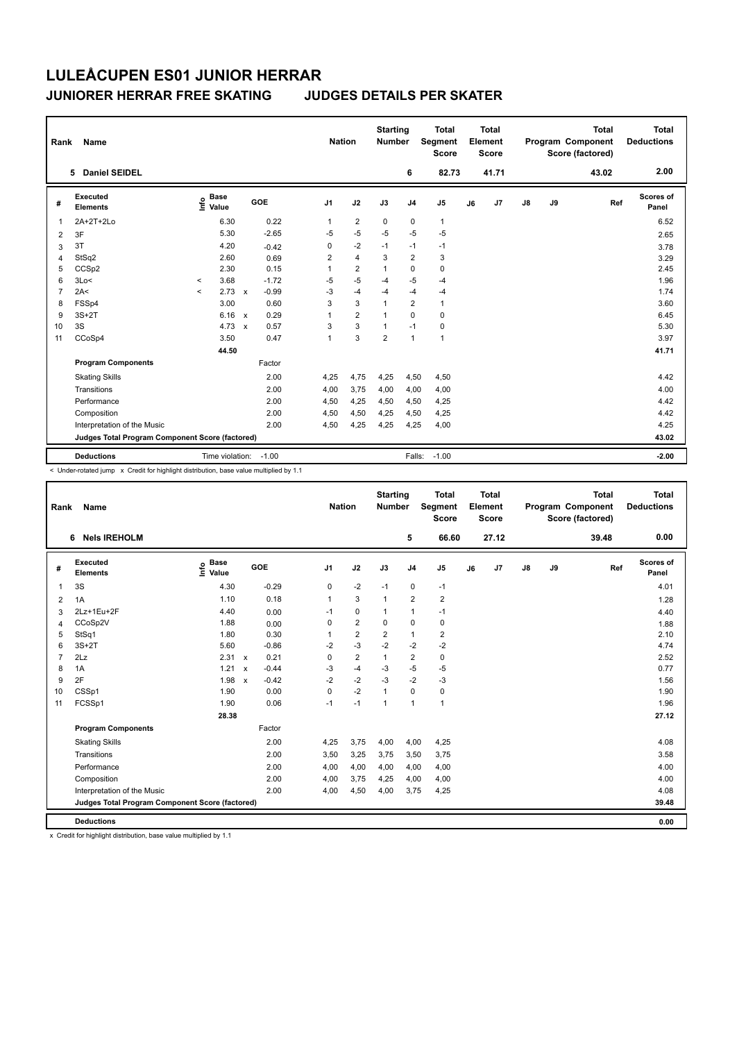# LULEÅCUPEN ES01 JUNIOR HERRAR

## JUNIORER HERRAR FREE SKATING JUDGES DETAILS PER SKATER

| Rank | Name | Nation | Starting Number | Total Segment Score | Total Element Score | Total Program Component Score (factored) | Total Deductions |
|---|---|---|---|---|---|---|---|
| 5 | Daniel SEIDEL | | 6 | 82.73 | 41.71 | 43.02 | 2.00 |

| # | Executed Elements | Info | Base Value | | GOE | J1 | J2 | J3 | J4 | J5 | J6 | J7 | J8 | J9 | Ref | Scores of Panel |
|---|---|---|---|---|---|---|---|---|---|---|---|---|---|---|---|---|
| 1 | 2A+2T+2Lo | | 6.30 | | 0.22 | 1 | 2 | 0 | 0 | 1 | | | | | | 6.52 |
| 2 | 3F | | 5.30 | | -2.65 | -5 | -5 | -5 | -5 | -5 | | | | | | 2.65 |
| 3 | 3T | | 4.20 | | -0.42 | 0 | -2 | -1 | -1 | -1 | | | | | | 3.78 |
| 4 | StSq2 | | 2.60 | | 0.69 | 2 | 4 | 3 | 2 | 3 | | | | | | 3.29 |
| 5 | CCSp2 | | 2.30 | | 0.15 | 1 | 2 | 1 | 0 | 0 | | | | | | 2.45 |
| 6 | 3Lo< | < | 3.68 | | -1.72 | -5 | -5 | -4 | -5 | -4 | | | | | | 1.96 |
| 7 | 2A< | < | 2.73 | x | -0.99 | -3 | -4 | -4 | -4 | -4 | | | | | | 1.74 |
| 8 | FSSp4 | | 3.00 | | 0.60 | 3 | 3 | 1 | 2 | 1 | | | | | | 3.60 |
| 9 | 3S+2T | | 6.16 | x | 0.29 | 1 | 2 | 1 | 0 | 0 | | | | | | 6.45 |
| 10 | 3S | | 4.73 | x | 0.57 | 3 | 3 | 1 | -1 | 0 | | | | | | 5.30 |
| 11 | CCoSp4 | | 3.50 | | 0.47 | 1 | 3 | 2 | 1 | 1 | | | | | | 3.97 |
| | | | 44.50 | | | | | | | | | | | | | 41.71 |
| | **Program Components** | | | | Factor | | | | | | | | | | | |
| | Skating Skills | | | | 2.00 | 4,25 | 4,75 | 4,25 | 4,50 | 4,50 | | | | | | 4.42 |
| | Transitions | | | | 2.00 | 4,00 | 3,75 | 4,00 | 4,00 | 4,00 | | | | | | 4.00 |
| | Performance | | | | 2.00 | 4,50 | 4,25 | 4,50 | 4,50 | 4,25 | | | | | | 4.42 |
| | Composition | | | | 2.00 | 4,50 | 4,50 | 4,25 | 4,50 | 4,25 | | | | | | 4.42 |
| | Interpretation of the Music | | | | 2.00 | 4,50 | 4,25 | 4,25 | 4,25 | 4,00 | | | | | | 4.25 |
| | **Judges Total Program Component Score (factored)** | | | | | | | | | | | | | | | 43.02 |
| | **Deductions** | | Time violation: | | -1.00 | | | | Falls: | -1.00 | | | | | | -2.00 |

< Under-rotated jump x Credit for highlight distribution, base value multiplied by 1.1

| Rank | Name | Nation | Starting Number | Total Segment Score | Total Element Score | Total Program Component Score (factored) | Total Deductions |
|---|---|---|---|---|---|---|---|
| 6 | Nels IREHOLM | | 5 | 66.60 | 27.12 | 39.48 | 0.00 |

| # | Executed Elements | Info | Base Value | | GOE | J1 | J2 | J3 | J4 | J5 | J6 | J7 | J8 | J9 | Ref | Scores of Panel |
|---|---|---|---|---|---|---|---|---|---|---|---|---|---|---|---|---|
| 1 | 3S | | 4.30 | | -0.29 | 0 | -2 | -1 | 0 | -1 | | | | | | 4.01 |
| 2 | 1A | | 1.10 | | 0.18 | 1 | 3 | 1 | 2 | 2 | | | | | | 1.28 |
| 3 | 2Lz+1Eu+2F | | 4.40 | | 0.00 | -1 | 0 | 1 | 1 | -1 | | | | | | 4.40 |
| 4 | CCoSp2V | | 1.88 | | 0.00 | 0 | 2 | 0 | 0 | 0 | | | | | | 1.88 |
| 5 | StSq1 | | 1.80 | | 0.30 | 1 | 2 | 2 | 1 | 2 | | | | | | 2.10 |
| 6 | 3S+2T | | 5.60 | | -0.86 | -2 | -3 | -2 | -2 | -2 | | | | | | 4.74 |
| 7 | 2Lz | | 2.31 | x | 0.21 | 0 | 2 | 1 | 2 | 0 | | | | | | 2.52 |
| 8 | 1A | | 1.21 | x | -0.44 | -3 | -4 | -3 | -5 | -5 | | | | | | 0.77 |
| 9 | 2F | | 1.98 | x | -0.42 | -2 | -2 | -3 | -2 | -3 | | | | | | 1.56 |
| 10 | CSSp1 | | 1.90 | | 0.00 | 0 | -2 | 1 | 0 | 0 | | | | | | 1.90 |
| 11 | FCSSp1 | | 1.90 | | 0.06 | -1 | -1 | 1 | 1 | 1 | | | | | | 1.96 |
| | | | 28.38 | | | | | | | | | | | | | 27.12 |
| | **Program Components** | | | | Factor | | | | | | | | | | | |
| | Skating Skills | | | | 2.00 | 4,25 | 3,75 | 4,00 | 4,00 | 4,25 | | | | | | 4.08 |
| | Transitions | | | | 2.00 | 3,50 | 3,25 | 3,75 | 3,50 | 3,75 | | | | | | 3.58 |
| | Performance | | | | 2.00 | 4,00 | 4,00 | 4,00 | 4,00 | 4,00 | | | | | | 4.00 |
| | Composition | | | | 2.00 | 4,00 | 3,75 | 4,25 | 4,00 | 4,00 | | | | | | 4.00 |
| | Interpretation of the Music | | | | 2.00 | 4,00 | 4,50 | 4,00 | 3,75 | 4,25 | | | | | | 4.08 |
| | **Judges Total Program Component Score (factored)** | | | | | | | | | | | | | | | 39.48 |
| | **Deductions** | | | | | | | | | | | | | | | 0.00 |

x Credit for highlight distribution, base value multiplied by 1.1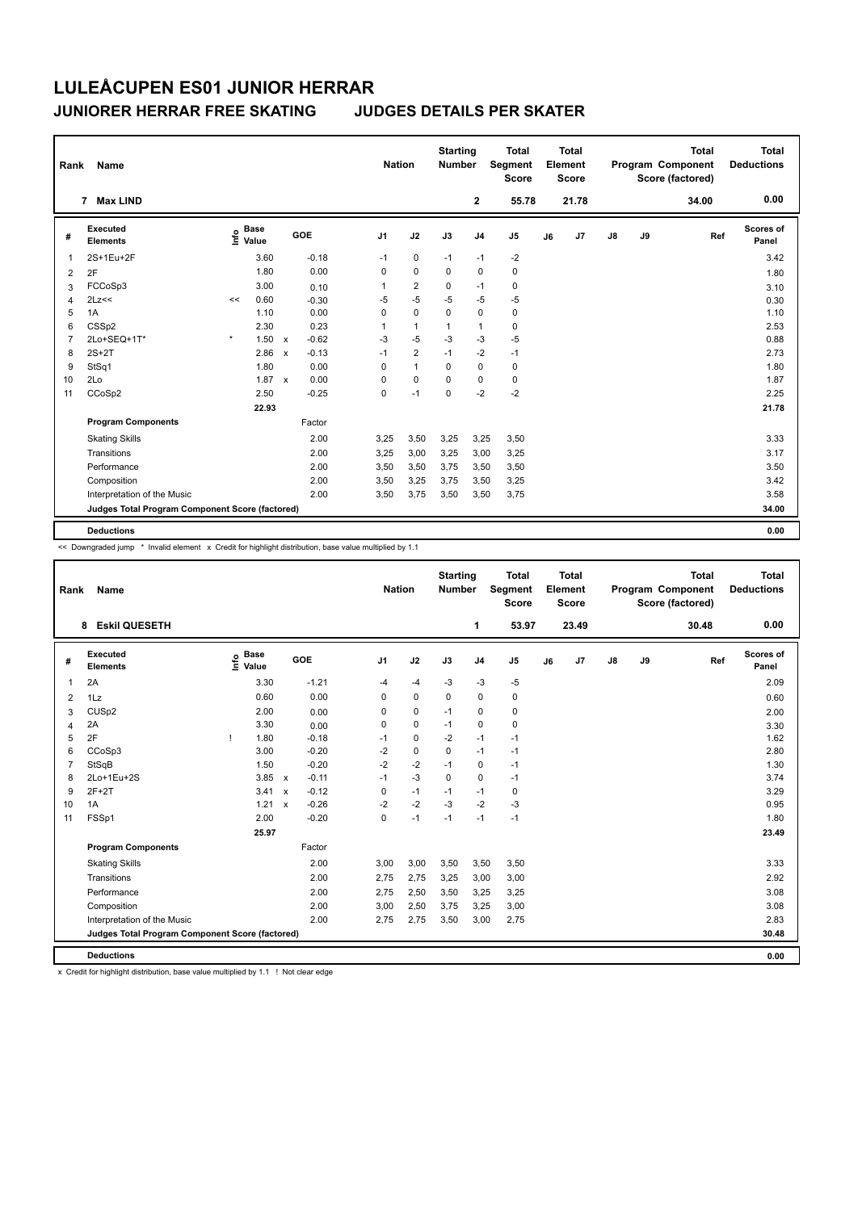# LULEÅCUPEN ES01 JUNIOR HERRAR

## JUNIORER HERRAR FREE SKATING JUDGES DETAILS PER SKATER

| Rank | Name | Nation | Starting Number | Total Segment Score | Total Element Score | Total Program Component Score (factored) | Total Deductions |
|---|---|---|---|---|---|---|---|
| 7 | Max LIND | | 2 | 55.78 | 21.78 | 34.00 | 0.00 |

| # | Executed Elements | Info | Base Value | | GOE | J1 | J2 | J3 | J4 | J5 | J6 | J7 | J8 | J9 | Ref | Scores of Panel |
|---|---|---|---|---|---|---|---|---|---|---|---|---|---|---|---|---|
| 1 | 2S+1Eu+2F | | 3.60 | | -0.18 | -1 | 0 | -1 | -1 | -2 | | | | | | 3.42 |
| 2 | 2F | | 1.80 | | 0.00 | 0 | 0 | 0 | 0 | 0 | | | | | | 1.80 |
| 3 | FCCoSp3 | | 3.00 | | 0.10 | 1 | 2 | 0 | -1 | 0 | | | | | | 3.10 |
| 4 | 2Lz<< | << | 0.60 | | -0.30 | -5 | -5 | -5 | -5 | -5 | | | | | | 0.30 |
| 5 | 1A | | 1.10 | | 0.00 | 0 | 0 | 0 | 0 | 0 | | | | | | 1.10 |
| 6 | CSSp2 | | 2.30 | | 0.23 | 1 | 1 | 1 | 1 | 0 | | | | | | 2.53 |
| 7 | 2Lo+SEQ+1T* | * | 1.50 | x | -0.62 | -3 | -5 | -3 | -3 | -5 | | | | | | 0.88 |
| 8 | 2S+2T | | 2.86 | x | -0.13 | -1 | 2 | -1 | -2 | -1 | | | | | | 2.73 |
| 9 | StSq1 | | 1.80 | | 0.00 | 0 | 1 | 0 | 0 | 0 | | | | | | 1.80 |
| 10 | 2Lo | | 1.87 | x | 0.00 | 0 | 0 | 0 | 0 | 0 | | | | | | 1.87 |
| 11 | CCoSp2 | | 2.50 | | -0.25 | 0 | -1 | 0 | -2 | -2 | | | | | | 2.25 |
| | | | 22.93 | | | | | | | | | | | | | 21.78 |
| | **Program Components** | | | | Factor | | | | | | | | | | | |
| | Skating Skills | | | | 2.00 | 3,25 | 3,50 | 3,25 | 3,25 | 3,50 | | | | | | 3.33 |
| | Transitions | | | | 2.00 | 3,25 | 3,00 | 3,25 | 3,00 | 3,25 | | | | | | 3.17 |
| | Performance | | | | 2.00 | 3,50 | 3,50 | 3,75 | 3,50 | 3,50 | | | | | | 3.50 |
| | Composition | | | | 2.00 | 3,50 | 3,25 | 3,75 | 3,50 | 3,25 | | | | | | 3.42 |
| | Interpretation of the Music | | | | 2.00 | 3,50 | 3,75 | 3,50 | 3,50 | 3,75 | | | | | | 3.58 |
| | **Judges Total Program Component Score (factored)** | | | | | | | | | | | | | | | 34.00 |
| | **Deductions** | | | | | | | | | | | | | | | 0.00 |

<< Downgraded jump * Invalid element x Credit for highlight distribution, base value multiplied by 1.1

| Rank | Name | Nation | Starting Number | Total Segment Score | Total Element Score | Total Program Component Score (factored) | Total Deductions |
|---|---|---|---|---|---|---|---|
| 8 | Eskil QUESETH | | 1 | 53.97 | 23.49 | 30.48 | 0.00 |

| # | Executed Elements | Info | Base Value | | GOE | J1 | J2 | J3 | J4 | J5 | J6 | J7 | J8 | J9 | Ref | Scores of Panel |
|---|---|---|---|---|---|---|---|---|---|---|---|---|---|---|---|---|
| 1 | 2A | | 3.30 | | -1.21 | -4 | -4 | -3 | -3 | -5 | | | | | | 2.09 |
| 2 | 1Lz | | 0.60 | | 0.00 | 0 | 0 | 0 | 0 | 0 | | | | | | 0.60 |
| 3 | CUSp2 | | 2.00 | | 0.00 | 0 | 0 | -1 | 0 | 0 | | | | | | 2.00 |
| 4 | 2A | | 3.30 | | 0.00 | 0 | 0 | -1 | 0 | 0 | | | | | | 3.30 |
| 5 | 2F | ! | 1.80 | | -0.18 | -1 | 0 | -2 | -1 | -1 | | | | | | 1.62 |
| 6 | CCoSp3 | | 3.00 | | -0.20 | -2 | 0 | 0 | -1 | -1 | | | | | | 2.80 |
| 7 | StSqB | | 1.50 | | -0.20 | -2 | -2 | -1 | 0 | -1 | | | | | | 1.30 |
| 8 | 2Lo+1Eu+2S | | 3.85 | x | -0.11 | -1 | -3 | 0 | 0 | -1 | | | | | | 3.74 |
| 9 | 2F+2T | | 3.41 | x | -0.12 | 0 | -1 | -1 | -1 | 0 | | | | | | 3.29 |
| 10 | 1A | | 1.21 | x | -0.26 | -2 | -2 | -3 | -2 | -3 | | | | | | 0.95 |
| 11 | FSSp1 | | 2.00 | | -0.20 | 0 | -1 | -1 | -1 | -1 | | | | | | 1.80 |
| | | | 25.97 | | | | | | | | | | | | | 23.49 |
| | **Program Components** | | | | Factor | | | | | | | | | | | |
| | Skating Skills | | | | 2.00 | 3,00 | 3,00 | 3,50 | 3,50 | 3,50 | | | | | | 3.33 |
| | Transitions | | | | 2.00 | 2,75 | 2,75 | 3,25 | 3,00 | 3,00 | | | | | | 2.92 |
| | Performance | | | | 2.00 | 2,75 | 2,50 | 3,50 | 3,25 | 3,25 | | | | | | 3.08 |
| | Composition | | | | 2.00 | 3,00 | 2,50 | 3,75 | 3,25 | 3,00 | | | | | | 3.08 |
| | Interpretation of the Music | | | | 2.00 | 2,75 | 2,75 | 3,50 | 3,00 | 2,75 | | | | | | 2.83 |
| | **Judges Total Program Component Score (factored)** | | | | | | | | | | | | | | | 30.48 |
| | **Deductions** | | | | | | | | | | | | | | | 0.00 |

x Credit for highlight distribution, base value multiplied by 1.1 ! Not clear edge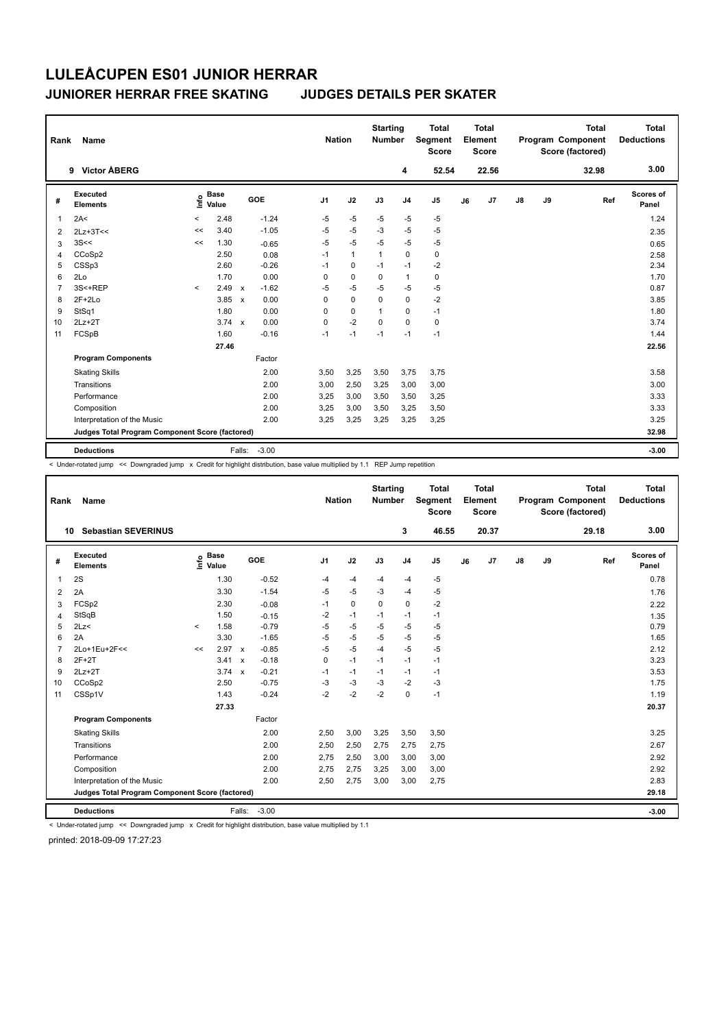# LULEÅCUPEN ES01 JUNIOR HERRAR

## JUNIORER HERRAR FREE SKATING JUDGES DETAILS PER SKATER

| Rank | Name | Nation | Starting Number | Total Segment Score | Total Element Score | Total Program Component Score (factored) | Total Deductions |
|---|---|---|---|---|---|---|---|
| 9 | Victor ÅBERG | | 4 | 52.54 | 22.56 | 32.98 | 3.00 |

| # | Executed Elements | Info | Base Value | | GOE | J1 | J2 | J3 | J4 | J5 | J6 | J7 | J8 | J9 | Ref | Scores of Panel |
|---|---|---|---|---|---|---|---|---|---|---|---|---|---|---|---|---|
| 1 | 2A< | < | 2.48 | | -1.24 | -5 | -5 | -5 | -5 | -5 | | | | | | 1.24 |
| 2 | 2Lz+3T<< | << | 3.40 | | -1.05 | -5 | -5 | -3 | -5 | -5 | | | | | | 2.35 |
| 3 | 3S<< | << | 1.30 | | -0.65 | -5 | -5 | -5 | -5 | -5 | | | | | | 0.65 |
| 4 | CCoSp2 | | 2.50 | | 0.08 | -1 | 1 | 1 | 0 | 0 | | | | | | 2.58 |
| 5 | CSSp3 | | 2.60 | | -0.26 | -1 | 0 | -1 | -1 | -2 | | | | | | 2.34 |
| 6 | 2Lo | | 1.70 | | 0.00 | 0 | 0 | 0 | 1 | 0 | | | | | | 1.70 |
| 7 | 3S<+REP | < | 2.49 | x | -1.62 | -5 | -5 | -5 | -5 | -5 | | | | | | 0.87 |
| 8 | 2F+2Lo | | 3.85 | x | 0.00 | 0 | 0 | 0 | 0 | -2 | | | | | | 3.85 |
| 9 | StSq1 | | 1.80 | | 0.00 | 0 | 0 | 1 | 0 | -1 | | | | | | 1.80 |
| 10 | 2Lz+2T | | 3.74 | x | 0.00 | 0 | -2 | 0 | 0 | 0 | | | | | | 3.74 |
| 11 | FCSpB | | 1.60 | | -0.16 | -1 | -1 | -1 | -1 | -1 | | | | | | 1.44 |
| | | | 27.46 | | | | | | | | | | | | | 22.56 |
| | **Program Components** | | | | Factor | | | | | | | | | | | |
| | Skating Skills | | | | 2.00 | 3,50 | 3,25 | 3,50 | 3,75 | 3,75 | | | | | | 3.58 |
| | Transitions | | | | 2.00 | 3,00 | 2,50 | 3,25 | 3,00 | 3,00 | | | | | | 3.00 |
| | Performance | | | | 2.00 | 3,25 | 3,00 | 3,50 | 3,50 | 3,25 | | | | | | 3.33 |
| | Composition | | | | 2.00 | 3,25 | 3,00 | 3,50 | 3,25 | 3,50 | | | | | | 3.33 |
| | Interpretation of the Music | | | | 2.00 | 3,25 | 3,25 | 3,25 | 3,25 | 3,25 | | | | | | 3.25 |
| | **Judges Total Program Component Score (factored)** | | | | | | | | | | | | | | | 32.98 |
| | **Deductions** | | | Falls: | -3.00 | | | | | | | | | | | -3.00 |

< Under-rotated jump << Downgraded jump x Credit for highlight distribution, base value multiplied by 1.1 REP Jump repetition

| Rank | Name | Nation | Starting Number | Total Segment Score | Total Element Score | Total Program Component Score (factored) | Total Deductions |
|---|---|---|---|---|---|---|---|
| 10 | Sebastian SEVERINUS | | 3 | 46.55 | 20.37 | 29.18 | 3.00 |

| # | Executed Elements | Info | Base Value | | GOE | J1 | J2 | J3 | J4 | J5 | J6 | J7 | J8 | J9 | Ref | Scores of Panel |
|---|---|---|---|---|---|---|---|---|---|---|---|---|---|---|---|---|
| 1 | 2S | | 1.30 | | -0.52 | -4 | -4 | -4 | -4 | -5 | | | | | | 0.78 |
| 2 | 2A | | 3.30 | | -1.54 | -5 | -5 | -3 | -4 | -5 | | | | | | 1.76 |
| 3 | FCSp2 | | 2.30 | | -0.08 | -1 | 0 | 0 | 0 | -2 | | | | | | 2.22 |
| 4 | StSqB | | 1.50 | | -0.15 | -2 | -1 | -1 | -1 | -1 | | | | | | 1.35 |
| 5 | 2Lz< | < | 1.58 | | -0.79 | -5 | -5 | -5 | -5 | -5 | | | | | | 0.79 |
| 6 | 2A | | 3.30 | | -1.65 | -5 | -5 | -5 | -5 | -5 | | | | | | 1.65 |
| 7 | 2Lo+1Eu+2F<< | << | 2.97 | x | -0.85 | -5 | -5 | -4 | -5 | -5 | | | | | | 2.12 |
| 8 | 2F+2T | | 3.41 | x | -0.18 | 0 | -1 | -1 | -1 | -1 | | | | | | 3.23 |
| 9 | 2Lz+2T | | 3.74 | x | -0.21 | -1 | -1 | -1 | -1 | -1 | | | | | | 3.53 |
| 10 | CCoSp2 | | 2.50 | | -0.75 | -3 | -3 | -3 | -2 | -3 | | | | | | 1.75 |
| 11 | CSSp1V | | 1.43 | | -0.24 | -2 | -2 | -2 | 0 | -1 | | | | | | 1.19 |
| | | | 27.33 | | | | | | | | | | | | | 20.37 |
| | **Program Components** | | | | Factor | | | | | | | | | | | |
| | Skating Skills | | | | 2.00 | 2,50 | 3,00 | 3,25 | 3,50 | 3,50 | | | | | | 3.25 |
| | Transitions | | | | 2.00 | 2,50 | 2,50 | 2,75 | 2,75 | 2,75 | | | | | | 2.67 |
| | Performance | | | | 2.00 | 2,75 | 2,50 | 3,00 | 3,00 | 3,00 | | | | | | 2.92 |
| | Composition | | | | 2.00 | 2,75 | 2,75 | 3,25 | 3,00 | 3,00 | | | | | | 2.92 |
| | Interpretation of the Music | | | | 2.00 | 2,50 | 2,75 | 3,00 | 3,00 | 2,75 | | | | | | 2.83 |
| | **Judges Total Program Component Score (factored)** | | | | | | | | | | | | | | | 29.18 |
| | **Deductions** | | | Falls: | -3.00 | | | | | | | | | | | -3.00 |

< Under-rotated jump << Downgraded jump x Credit for highlight distribution, base value multiplied by 1.1

printed: 2018-09-09 17:27:23